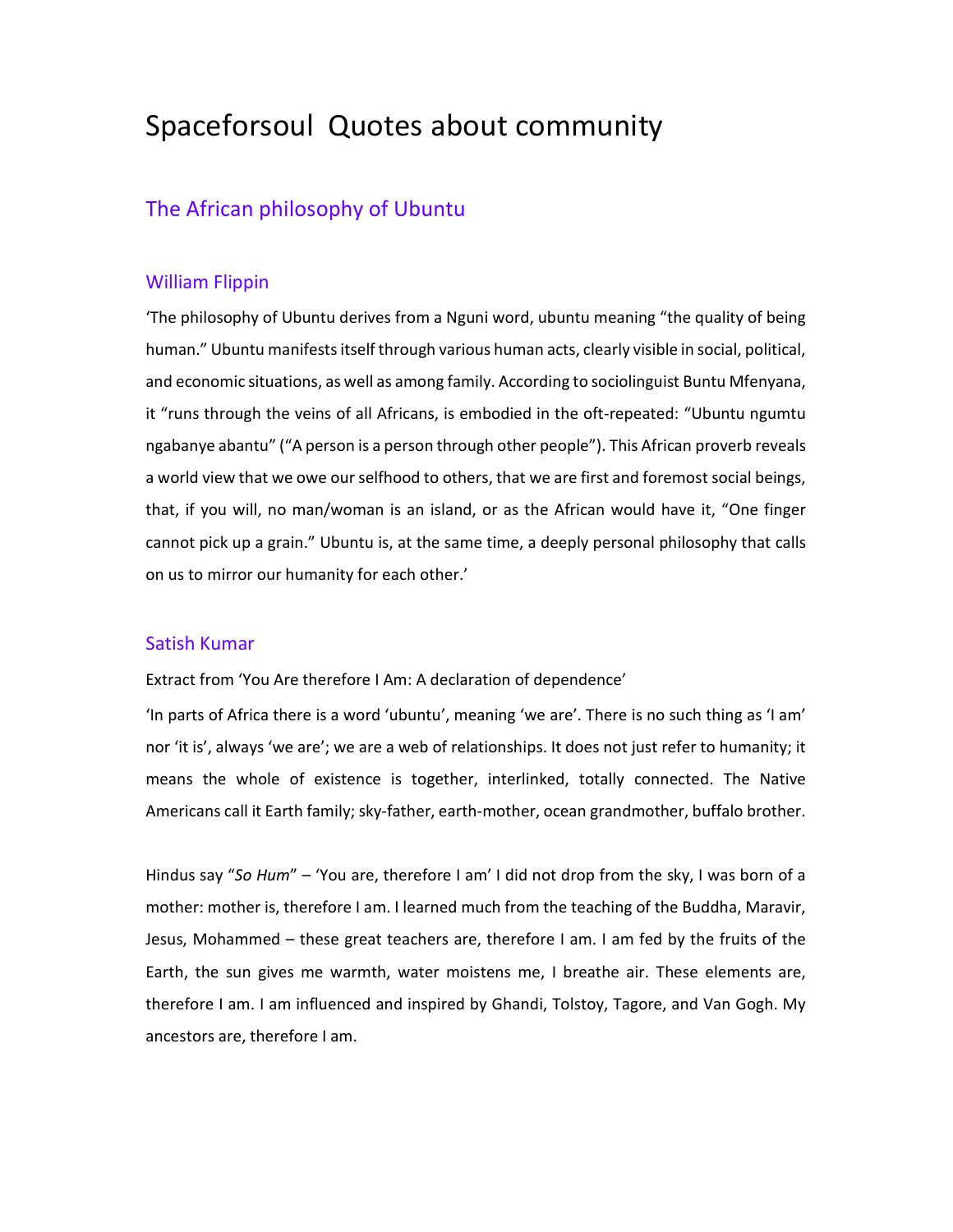# Spaceforsoul  Quotes about community

## The African philosophy of Ubuntu

### William Flippin

‘The philosophy of Ubuntu derives from a Nguni word, ubuntu meaning “the quality of being human.” Ubuntu manifests itself through various human acts, clearly visible in social, political, and economic situations, as well as among family. According to sociolinguist Buntu Mfenyana, it “runs through the veins of all Africans, is embodied in the oft-repeated: “Ubuntu ngumtu ngabanye abantu” (“A person is a person through other people”). This African proverb reveals a world view that we owe our selfhood to others, that we are first and foremost social beings, that, if you will, no man/woman is an island, or as the African would have it, “One finger cannot pick up a grain.” Ubuntu is, at the same time, a deeply personal philosophy that calls on us to mirror our humanity for each other.’

### Satish Kumar

Extract from ‘You Are therefore I Am: A declaration of dependence’

‘In parts of Africa there is a word ‘ubuntu’, meaning ‘we are’. There is no such thing as ‘I am’ nor ‘it is’, always ‘we are’; we are a web of relationships. It does not just refer to humanity; it means the whole of existence is together, interlinked, totally connected. The Native Americans call it Earth family; sky-father, earth-mother, ocean grandmother, buffalo brother.

Hindus say “*So Hum*” – ‘You are, therefore I am’ I did not drop from the sky, I was born of a mother: mother is, therefore I am. I learned much from the teaching of the Buddha, Maravir, Jesus, Mohammed – these great teachers are, therefore I am. I am fed by the fruits of the Earth, the sun gives me warmth, water moistens me, I breathe air. These elements are, therefore I am. I am influenced and inspired by Ghandi, Tolstoy, Tagore, and Van Gogh. My ancestors are, therefore I am.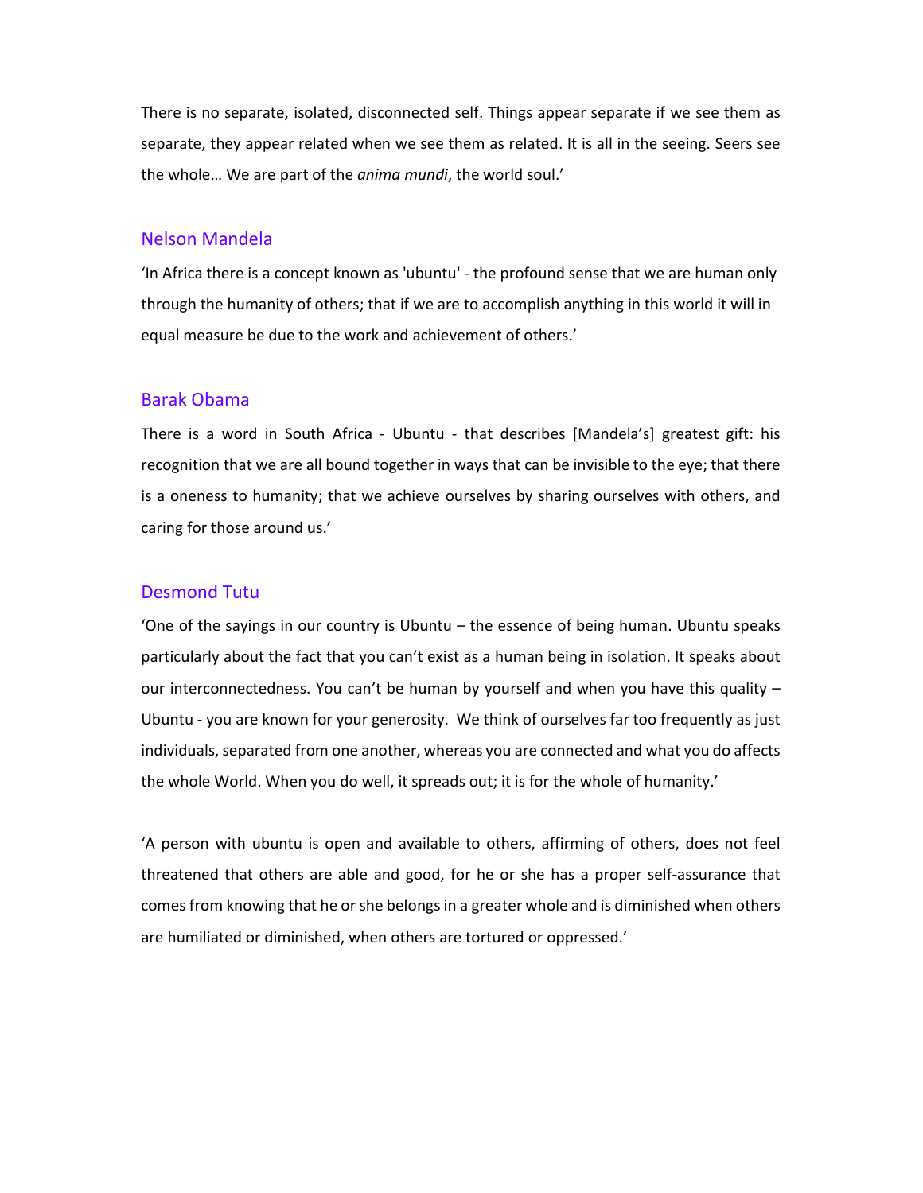There is no separate, isolated, disconnected self. Things appear separate if we see them as separate, they appear related when we see them as related. It is all in the seeing. Seers see the whole… We are part of the *anima mundi*, the world soul.'

### Nelson Mandela

'In Africa there is a concept known as 'ubuntu' - the profound sense that we are human only through the humanity of others; that if we are to accomplish anything in this world it will in equal measure be due to the work and achievement of others.'

### Barak Obama

There is a word in South Africa - Ubuntu - that describes [Mandela's] greatest gift: his recognition that we are all bound together in ways that can be invisible to the eye; that there is a oneness to humanity; that we achieve ourselves by sharing ourselves with others, and caring for those around us.'

### Desmond Tutu

'One of the sayings in our country is Ubuntu – the essence of being human. Ubuntu speaks particularly about the fact that you can't exist as a human being in isolation. It speaks about our interconnectedness. You can't be human by yourself and when you have this quality – Ubuntu - you are known for your generosity. We think of ourselves far too frequently as just individuals, separated from one another, whereas you are connected and what you do affects the whole World. When you do well, it spreads out; it is for the whole of humanity.'

'A person with ubuntu is open and available to others, affirming of others, does not feel threatened that others are able and good, for he or she has a proper self-assurance that comes from knowing that he or she belongs in a greater whole and is diminished when others are humiliated or diminished, when others are tortured or oppressed.'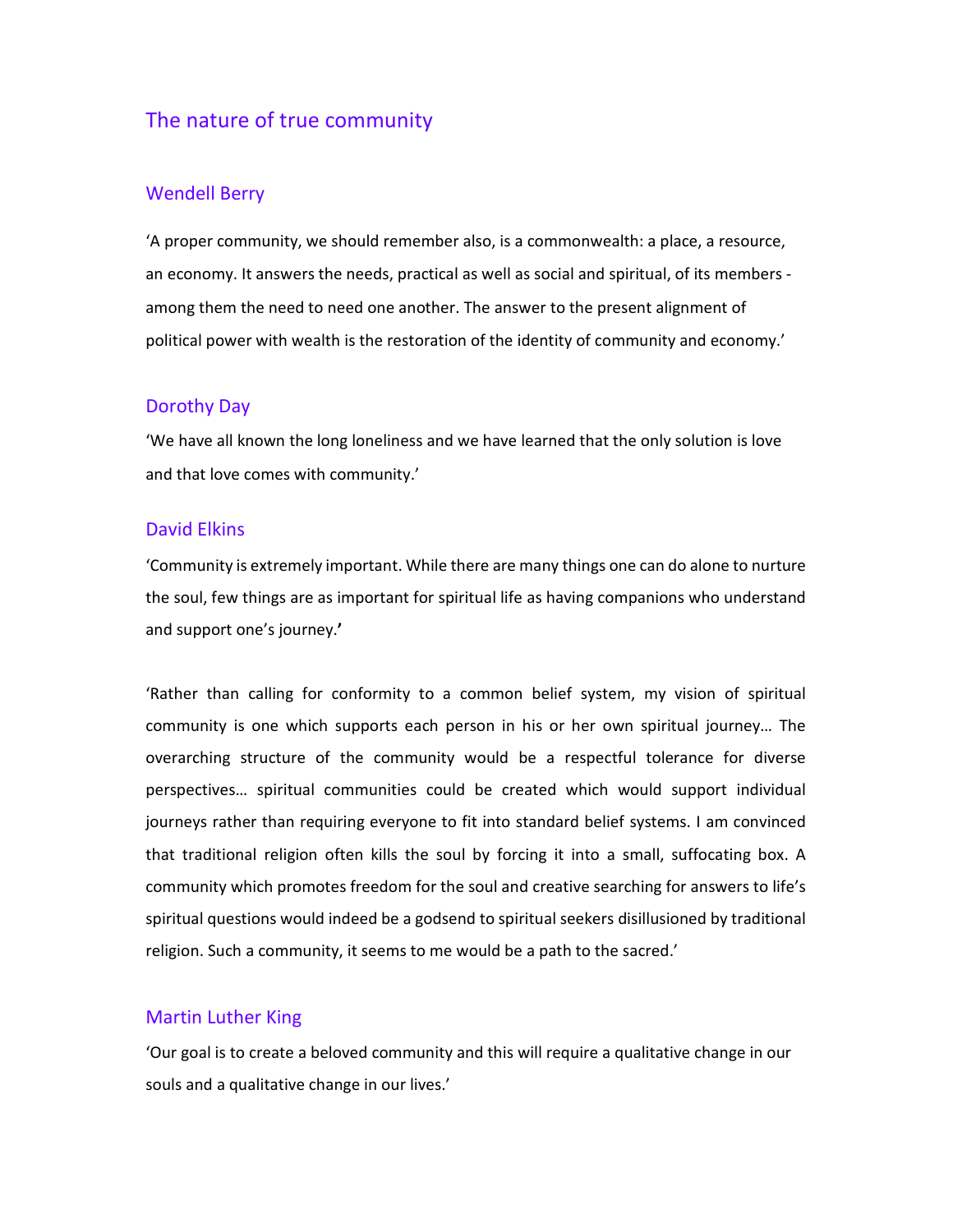## The nature of true community

### Wendell Berry

‘A proper community, we should remember also, is a commonwealth: a place, a resource, an economy. It answers the needs, practical as well as social and spiritual, of its members - among them the need to need one another. The answer to the present alignment of political power with wealth is the restoration of the identity of community and economy.’

### Dorothy Day

‘We have all known the long loneliness and we have learned that the only solution is love and that love comes with community.’

### David Elkins

‘Community is extremely important. While there are many things one can do alone to nurture the soul, few things are as important for spiritual life as having companions who understand and support one’s journey.’

‘Rather than calling for conformity to a common belief system, my vision of spiritual community is one which supports each person in his or her own spiritual journey… The overarching structure of the community would be a respectful tolerance for diverse perspectives… spiritual communities could be created which would support individual journeys rather than requiring everyone to fit into standard belief systems. I am convinced that traditional religion often kills the soul by forcing it into a small, suffocating box. A community which promotes freedom for the soul and creative searching for answers to life’s spiritual questions would indeed be a godsend to spiritual seekers disillusioned by traditional religion. Such a community, it seems to me would be a path to the sacred.’

### Martin Luther King

‘Our goal is to create a beloved community and this will require a qualitative change in our souls and a qualitative change in our lives.’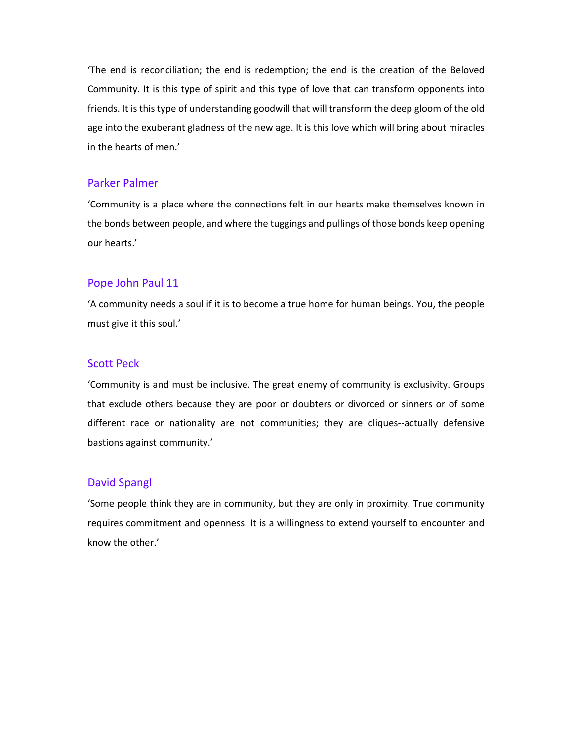'The end is reconciliation; the end is redemption; the end is the creation of the Beloved Community. It is this type of spirit and this type of love that can transform opponents into friends. It is this type of understanding goodwill that will transform the deep gloom of the old age into the exuberant gladness of the new age. It is this love which will bring about miracles in the hearts of men.'

### Parker Palmer

'Community is a place where the connections felt in our hearts make themselves known in the bonds between people, and where the tuggings and pullings of those bonds keep opening our hearts.'

### Pope John Paul 11

'A community needs a soul if it is to become a true home for human beings. You, the people must give it this soul.'

### Scott Peck

'Community is and must be inclusive. The great enemy of community is exclusivity. Groups that exclude others because they are poor or doubters or divorced or sinners or of some different race or nationality are not communities; they are cliques--actually defensive bastions against community.'

### David Spangl

'Some people think they are in community, but they are only in proximity. True community requires commitment and openness. It is a willingness to extend yourself to encounter and know the other.'